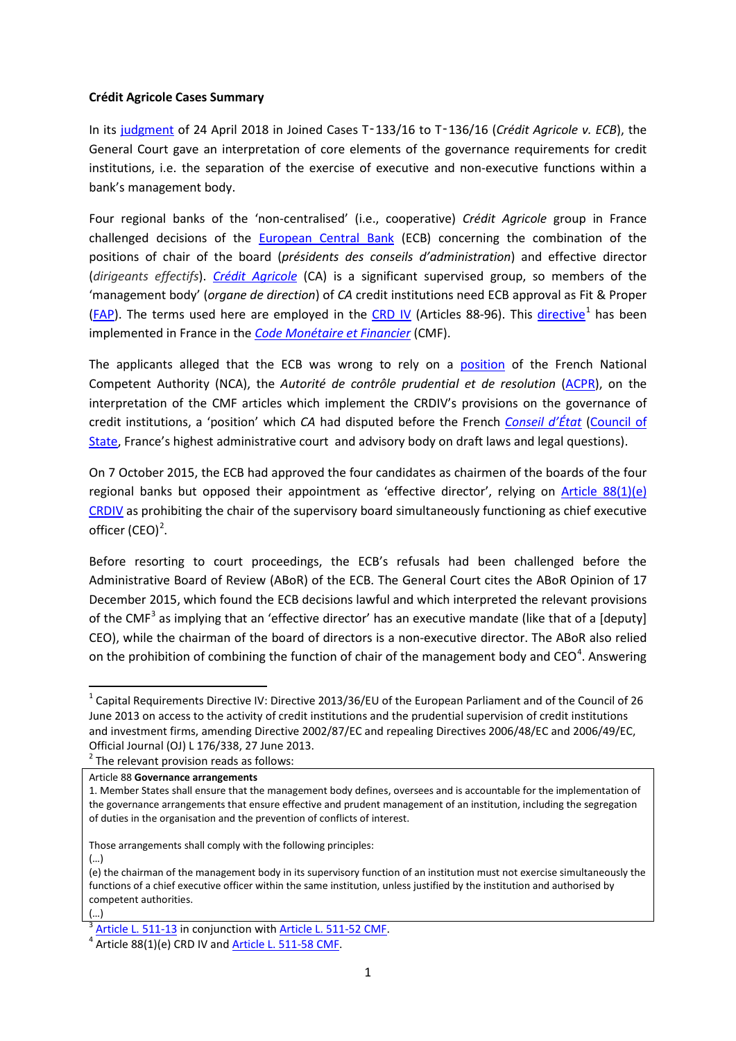**Crédit Agricole Cases Summary**

In its judgment of 24 April 2018 in Joined Cases T‑133/16 to T‑136/16 (*Crédit Agricole v. ECB*), the General Court gave an interpretation of core elements of the governance requirements for credit institutions, i.e. the separation of the exercise of executive and non-executive functions within a bank's management body.

Four regional banks of the 'non-centralised' (i.e., cooperative) *Crédit Agricole* group in France challenged decisions of the European Central Bank (ECB) concerning the combination of the positions of chair of the board (*présidents des conseils d'administration*) and effective director (*dirigeants effectifs*). *Crédit Agricole* (CA) is a significant supervised group, so members of the 'management body' (*organe de direction*) of *CA* credit institutions need ECB approval as Fit & Proper (FAP). The terms used here are employed in the CRD IV (Articles 88-96). This directive[1] has been implemented in France in the *Code Monétaire et Financier* (CMF).

The applicants alleged that the ECB was wrong to rely on a position of the French National Competent Authority (NCA), the *Autorité de contrôle prudential et de resolution* (ACPR), on the interpretation of the CMF articles which implement the CRDIV's provisions on the governance of credit institutions, a 'position' which *CA* had disputed before the French *Conseil d'État* (Council of State, France's highest administrative court and advisory body on draft laws and legal questions).

On 7 October 2015, the ECB had approved the four candidates as chairmen of the boards of the four regional banks but opposed their appointment as 'effective director', relying on Article 88(1)(e) CRDIV as prohibiting the chair of the supervisory board simultaneously functioning as chief executive officer (CEO)[2].

Before resorting to court proceedings, the ECB's refusals had been challenged before the Administrative Board of Review (ABoR) of the ECB. The General Court cites the ABoR Opinion of 17 December 2015, which found the ECB decisions lawful and which interpreted the relevant provisions of the CMF[3] as implying that an 'effective director' has an executive mandate (like that of a [deputy] CEO), while the chairman of the board of directors is a non-executive director. The ABoR also relied on the prohibition of combining the function of chair of the management body and CEO[4]. Answering

---

[1] Capital Requirements Directive IV: Directive 2013/36/EU of the European Parliament and of the Council of 26 June 2013 on access to the activity of credit institutions and the prudential supervision of credit institutions and investment firms, amending Directive 2002/87/EC and repealing Directives 2006/48/EC and 2006/49/EC, Official Journal (OJ) L 176/338, 27 June 2013.

[2] The relevant provision reads as follows:

> Article 88 **Governance arrangements**
>
> 1. Member States shall ensure that the management body defines, oversees and is accountable for the implementation of the governance arrangements that ensure effective and prudent management of an institution, including the segregation of duties in the organisation and the prevention of conflicts of interest.
>
> Those arrangements shall comply with the following principles:
>
> (…)
>
> (e) the chairman of the management body in its supervisory function of an institution must not exercise simultaneously the functions of a chief executive officer within the same institution, unless justified by the institution and authorised by competent authorities.
>
> (…)

[3] Article L. 511-13 in conjunction with Article L. 511-52 CMF.

[4] Article 88(1)(e) CRD IV and Article L. 511-58 CMF.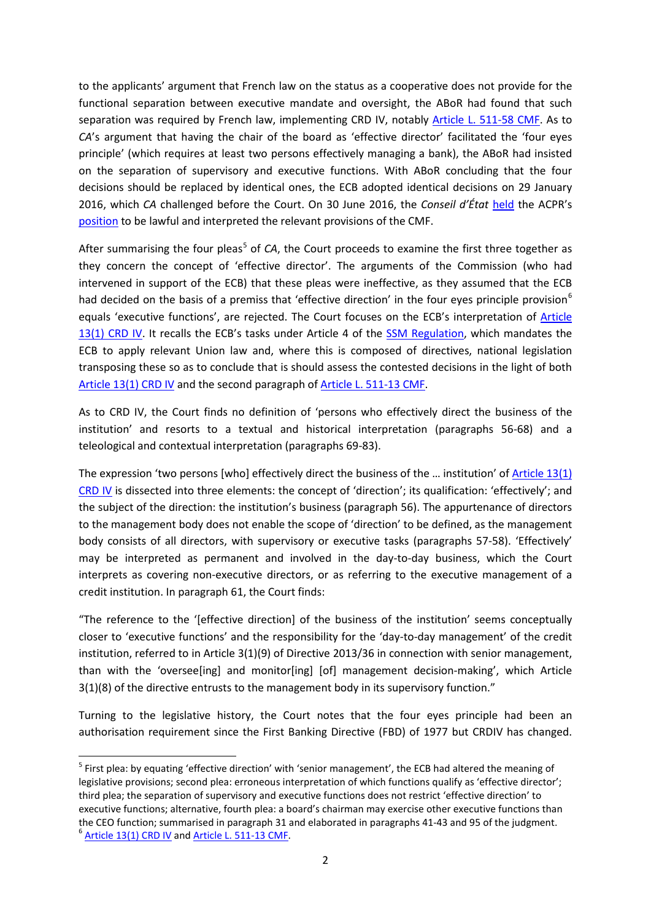to the applicants' argument that French law on the status as a cooperative does not provide for the functional separation between executive mandate and oversight, the ABoR had found that such separation was required by French law, implementing CRD IV, notably Article L. 511-58 CMF. As to *CA*'s argument that having the chair of the board as 'effective director' facilitated the 'four eyes principle' (which requires at least two persons effectively managing a bank), the ABoR had insisted on the separation of supervisory and executive functions. With ABoR concluding that the four decisions should be replaced by identical ones, the ECB adopted identical decisions on 29 January 2016, which *CA* challenged before the Court. On 30 June 2016, the *Conseil d'État* held the ACPR's position to be lawful and interpreted the relevant provisions of the CMF.

After summarising the four pleas[5] of *CA*, the Court proceeds to examine the first three together as they concern the concept of 'effective director'. The arguments of the Commission (who had intervened in support of the ECB) that these pleas were ineffective, as they assumed that the ECB had decided on the basis of a premiss that 'effective direction' in the four eyes principle provision[6] equals 'executive functions', are rejected. The Court focuses on the ECB's interpretation of Article 13(1) CRD IV. It recalls the ECB's tasks under Article 4 of the SSM Regulation, which mandates the ECB to apply relevant Union law and, where this is composed of directives, national legislation transposing these so as to conclude that is should assess the contested decisions in the light of both Article 13(1) CRD IV and the second paragraph of Article L. 511-13 CMF.

As to CRD IV, the Court finds no definition of 'persons who effectively direct the business of the institution' and resorts to a textual and historical interpretation (paragraphs 56-68) and a teleological and contextual interpretation (paragraphs 69-83).

The expression 'two persons [who] effectively direct the business of the … institution' of Article 13(1) CRD IV is dissected into three elements: the concept of 'direction'; its qualification: 'effectively'; and the subject of the direction: the institution's business (paragraph 56). The appurtenance of directors to the management body does not enable the scope of 'direction' to be defined, as the management body consists of all directors, with supervisory or executive tasks (paragraphs 57-58). 'Effectively' may be interpreted as permanent and involved in the day-to-day business, which the Court interprets as covering non-executive directors, or as referring to the executive management of a credit institution. In paragraph 61, the Court finds:

"The reference to the '[effective direction] of the business of the institution' seems conceptually closer to 'executive functions' and the responsibility for the 'day-to-day management' of the credit institution, referred to in Article 3(1)(9) of Directive 2013/36 in connection with senior management, than with the 'oversee[ing] and monitor[ing] [of] management decision-making', which Article 3(1)(8) of the directive entrusts to the management body in its supervisory function."

Turning to the legislative history, the Court notes that the four eyes principle had been an authorisation requirement since the First Banking Directive (FBD) of 1977 but CRDIV has changed.

[5] First plea: by equating 'effective direction' with 'senior management', the ECB had altered the meaning of legislative provisions; second plea: erroneous interpretation of which functions qualify as 'effective director'; third plea; the separation of supervisory and executive functions does not restrict 'effective direction' to executive functions; alternative, fourth plea: a board's chairman may exercise other executive functions than the CEO function; summarised in paragraph 31 and elaborated in paragraphs 41-43 and 95 of the judgment.

[6] Article 13(1) CRD IV and Article L. 511-13 CMF.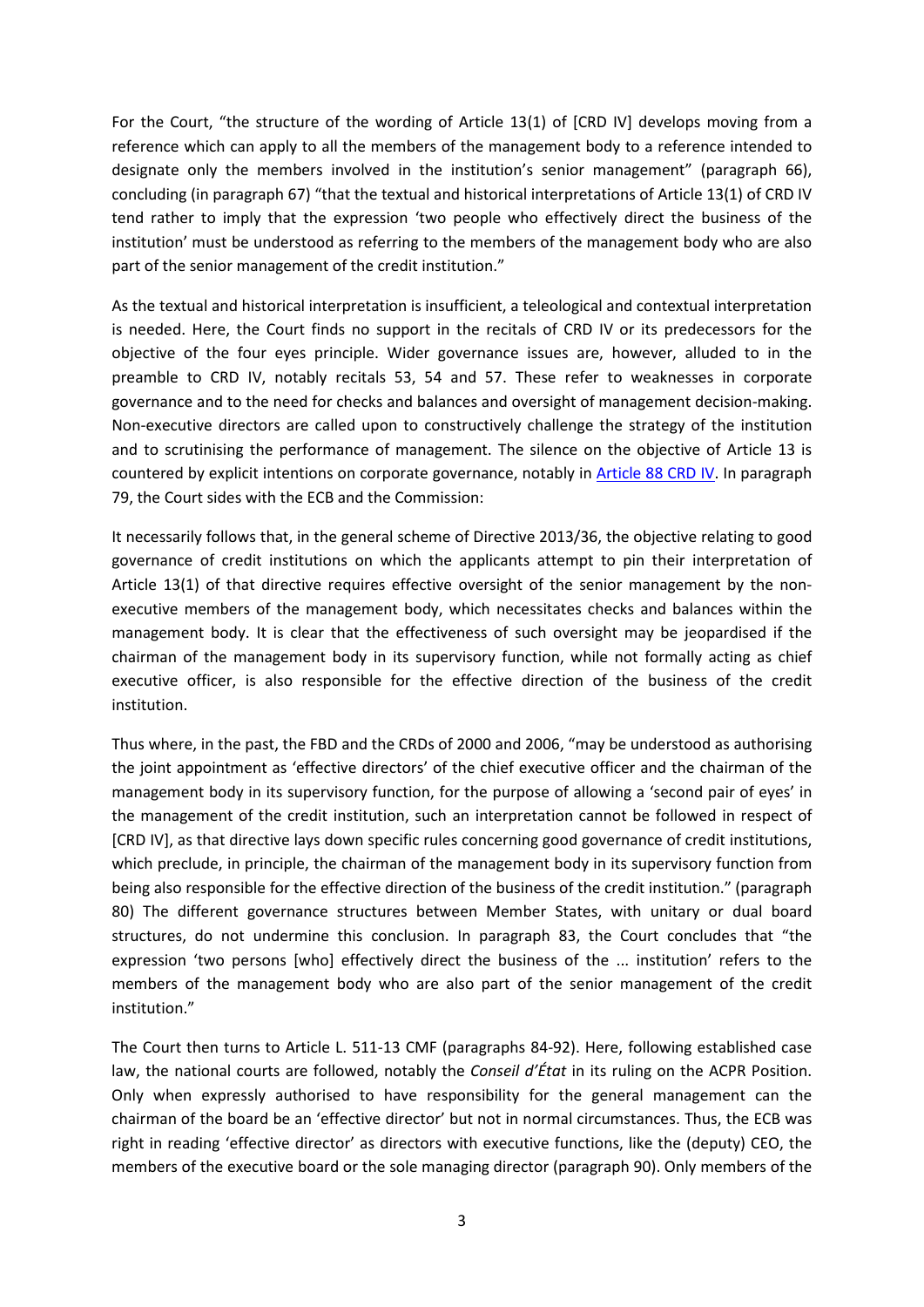For the Court, "the structure of the wording of Article 13(1) of [CRD IV] develops moving from a reference which can apply to all the members of the management body to a reference intended to designate only the members involved in the institution's senior management" (paragraph 66), concluding (in paragraph 67) "that the textual and historical interpretations of Article 13(1) of CRD IV tend rather to imply that the expression 'two people who effectively direct the business of the institution' must be understood as referring to the members of the management body who are also part of the senior management of the credit institution."

As the textual and historical interpretation is insufficient, a teleological and contextual interpretation is needed. Here, the Court finds no support in the recitals of CRD IV or its predecessors for the objective of the four eyes principle. Wider governance issues are, however, alluded to in the preamble to CRD IV, notably recitals 53, 54 and 57. These refer to weaknesses in corporate governance and to the need for checks and balances and oversight of management decision-making. Non-executive directors are called upon to constructively challenge the strategy of the institution and to scrutinising the performance of management. The silence on the objective of Article 13 is countered by explicit intentions on corporate governance, notably in [Article 88 CRD IV](). In paragraph 79, the Court sides with the ECB and the Commission:

It necessarily follows that, in the general scheme of Directive 2013/36, the objective relating to good governance of credit institutions on which the applicants attempt to pin their interpretation of Article 13(1) of that directive requires effective oversight of the senior management by the non-executive members of the management body, which necessitates checks and balances within the management body. It is clear that the effectiveness of such oversight may be jeopardised if the chairman of the management body in its supervisory function, while not formally acting as chief executive officer, is also responsible for the effective direction of the business of the credit institution.

Thus where, in the past, the FBD and the CRDs of 2000 and 2006, "may be understood as authorising the joint appointment as 'effective directors' of the chief executive officer and the chairman of the management body in its supervisory function, for the purpose of allowing a 'second pair of eyes' in the management of the credit institution, such an interpretation cannot be followed in respect of [CRD IV], as that directive lays down specific rules concerning good governance of credit institutions, which preclude, in principle, the chairman of the management body in its supervisory function from being also responsible for the effective direction of the business of the credit institution." (paragraph 80) The different governance structures between Member States, with unitary or dual board structures, do not undermine this conclusion. In paragraph 83, the Court concludes that "the expression 'two persons [who] effectively direct the business of the ... institution' refers to the members of the management body who are also part of the senior management of the credit institution."

The Court then turns to Article L. 511-13 CMF (paragraphs 84-92). Here, following established case law, the national courts are followed, notably the *Conseil d'État* in its ruling on the ACPR Position. Only when expressly authorised to have responsibility for the general management can the chairman of the board be an 'effective director' but not in normal circumstances. Thus, the ECB was right in reading 'effective director' as directors with executive functions, like the (deputy) CEO, the members of the executive board or the sole managing director (paragraph 90). Only members of the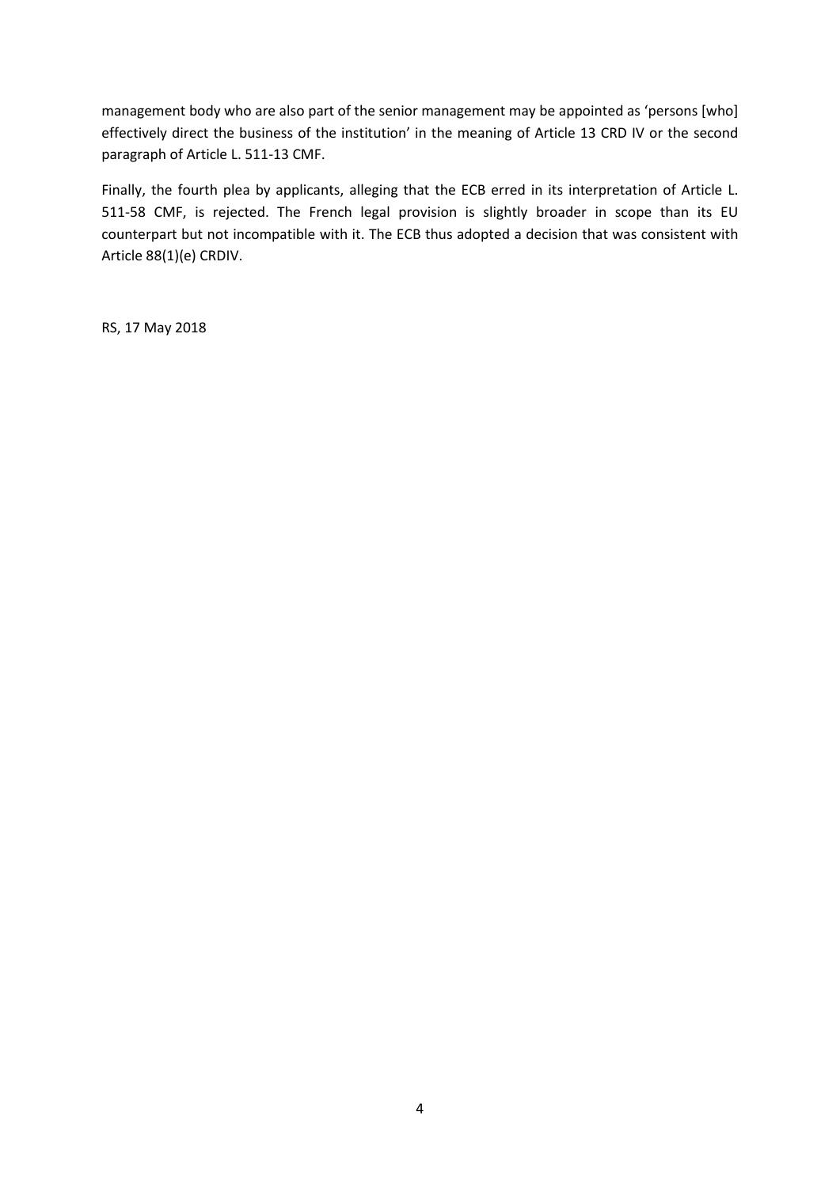management body who are also part of the senior management may be appointed as 'persons [who] effectively direct the business of the institution' in the meaning of Article 13 CRD IV or the second paragraph of Article L. 511-13 CMF.

Finally, the fourth plea by applicants, alleging that the ECB erred in its interpretation of Article L. 511-58 CMF, is rejected. The French legal provision is slightly broader in scope than its EU counterpart but not incompatible with it. The ECB thus adopted a decision that was consistent with Article 88(1)(e) CRDIV.

RS, 17 May 2018